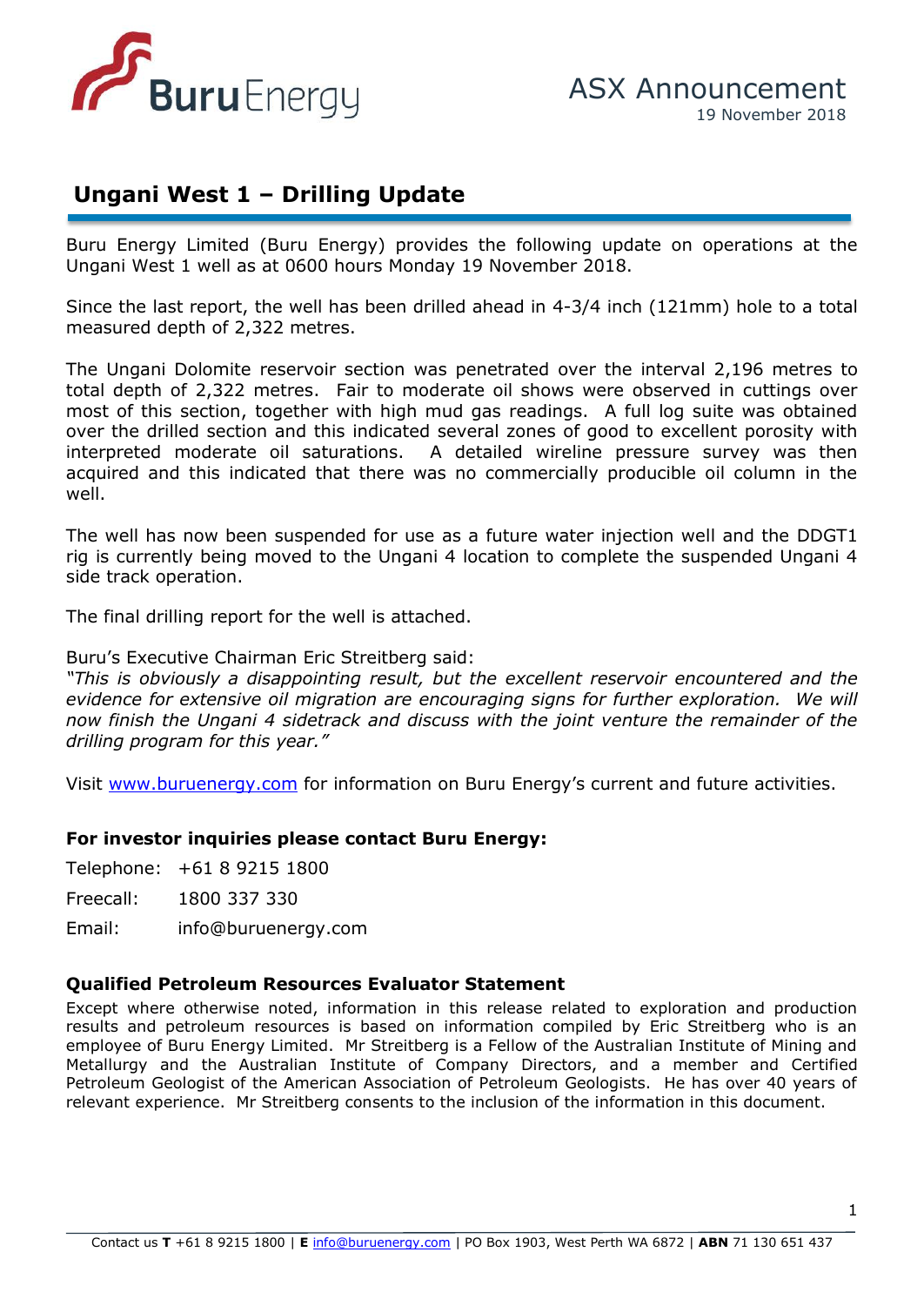ASX Announcement

19 November 2018

# Ungani West 1 – Drilling Update

Buru Energy Limited (Buru Energy) provides the following update on operations at the Ungani West 1 well as at 0600 hours Monday 19 November 2018.

Since the last report, the well has been drilled ahead in 4-3/4 inch (121mm) hole to a total measured depth of 2,322 metres.

The Ungani Dolomite reservoir section was penetrated over the interval 2,196 metres to total depth of 2,322 metres. Fair to moderate oil shows were observed in cuttings over most of this section, together with high mud gas readings. A full log suite was obtained over the drilled section and this indicated several zones of good to excellent porosity with interpreted moderate oil saturations. A detailed wireline pressure survey was then acquired and this indicated that there was no commercially producible oil column in the well.

The well has now been suspended for use as a future water injection well and the DDGT1 rig is currently being moved to the Ungani 4 location to complete the suspended Ungani 4 side track operation.

The final drilling report for the well is attached.

Buru's Executive Chairman Eric Streitberg said:

*"This is obviously a disappointing result, but the excellent reservoir encountered and the evidence for extensive oil migration are encouraging signs for further exploration. We will now finish the Ungani 4 sidetrack and discuss with the joint venture the remainder of the drilling program for this year."*

Visit www.buruenergy.com for information on Buru Energy's current and future activities.

**For investor inquiries please contact Buru Energy:**

Telephone: +61 8 9215 1800

Freecall: 1800 337 330

Email: info@buruenergy.com

**Qualified Petroleum Resources Evaluator Statement**

Except where otherwise noted, information in this release related to exploration and production results and petroleum resources is based on information compiled by Eric Streitberg who is an employee of Buru Energy Limited. Mr Streitberg is a Fellow of the Australian Institute of Mining and Metallurgy and the Australian Institute of Company Directors, and a member and Certified Petroleum Geologist of the American Association of Petroleum Geologists. He has over 40 years of relevant experience. Mr Streitberg consents to the inclusion of the information in this document.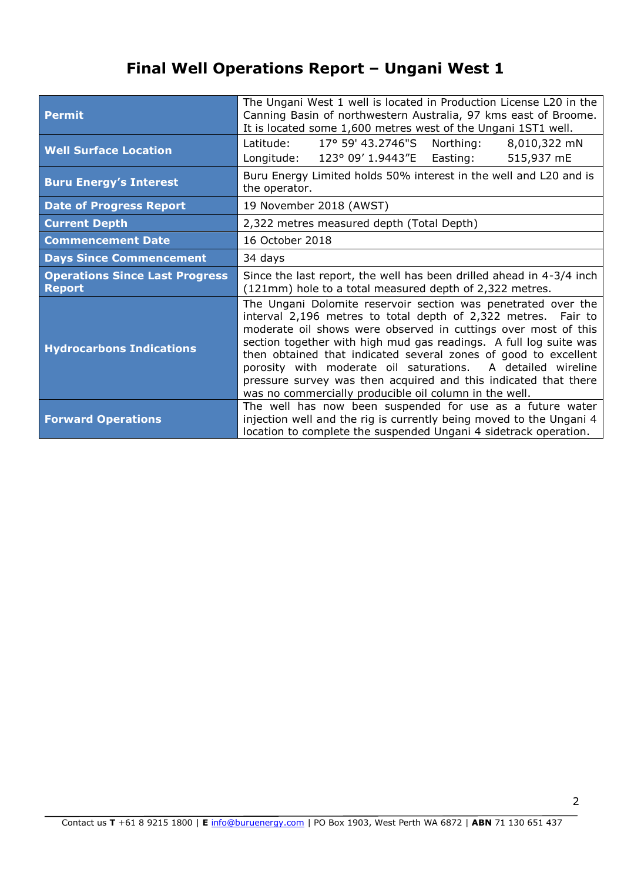# Final Well Operations Report – Ungani West 1

| | |
|---|---|
| **Permit** | The Ungani West 1 well is located in Production License L20 in the Canning Basin of northwestern Australia, 97 kms east of Broome. It is located some 1,600 metres west of the Ungani 1ST1 well. |
| **Well Surface Location** | Latitude: 17° 59' 43.2746"S Northing: 8,010,322 mN<br>Longitude: 123° 09' 1.9443"E Easting: 515,937 mE |
| **Buru Energy's Interest** | Buru Energy Limited holds 50% interest in the well and L20 and is the operator. |
| **Date of Progress Report** | 19 November 2018 (AWST) |
| **Current Depth** | 2,322 metres measured depth (Total Depth) |
| **Commencement Date** | 16 October 2018 |
| **Days Since Commencement** | 34 days |
| **Operations Since Last Progress Report** | Since the last report, the well has been drilled ahead in 4-3/4 inch (121mm) hole to a total measured depth of 2,322 metres. |
| **Hydrocarbons Indications** | The Ungani Dolomite reservoir section was penetrated over the interval 2,196 metres to total depth of 2,322 metres. Fair to moderate oil shows were observed in cuttings over most of this section together with high mud gas readings. A full log suite was then obtained that indicated several zones of good to excellent porosity with moderate oil saturations. A detailed wireline pressure survey was then acquired and this indicated that there was no commercially producible oil column in the well. |
| **Forward Operations** | The well has now been suspended for use as a future water injection well and the rig is currently being moved to the Ungani 4 location to complete the suspended Ungani 4 sidetrack operation. |

Contact us **T** +61 8 9215 1800 | **E** info@buruenergy.com | PO Box 1903, West Perth WA 6872 | **ABN** 71 130 651 437